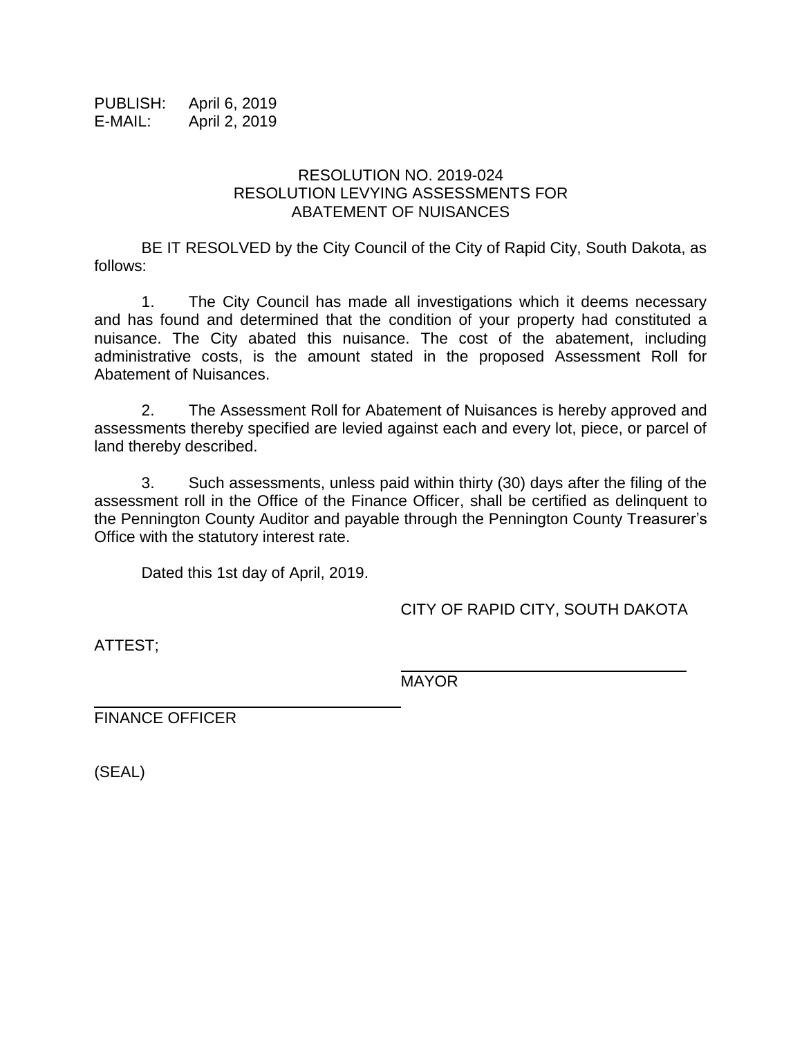PUBLISH: April 6, 2019
E-MAIL: April 2, 2019

# RESOLUTION NO. 2019-024
# RESOLUTION LEVYING ASSESSMENTS FOR ABATEMENT OF NUISANCES

BE IT RESOLVED by the City Council of the City of Rapid City, South Dakota, as follows:

1. The City Council has made all investigations which it deems necessary and has found and determined that the condition of your property had constituted a nuisance. The City abated this nuisance. The cost of the abatement, including administrative costs, is the amount stated in the proposed Assessment Roll for Abatement of Nuisances.

2. The Assessment Roll for Abatement of Nuisances is hereby approved and assessments thereby specified are levied against each and every lot, piece, or parcel of land thereby described.

3. Such assessments, unless paid within thirty (30) days after the filing of the assessment roll in the Office of the Finance Officer, shall be certified as delinquent to the Pennington County Auditor and payable through the Pennington County Treasurer's Office with the statutory interest rate.

Dated this 1st day of April, 2019.

CITY OF RAPID CITY, SOUTH DAKOTA

ATTEST;

\_\_\_\_\_\_\_\_\_\_\_\_\_\_\_\_\_\_\_\_\_\_\_\_\_\_\_\_\_\_
MAYOR

\_\_\_\_\_\_\_\_\_\_\_\_\_\_\_\_\_\_\_\_\_\_\_\_\_\_\_\_\_\_
FINANCE OFFICER

(SEAL)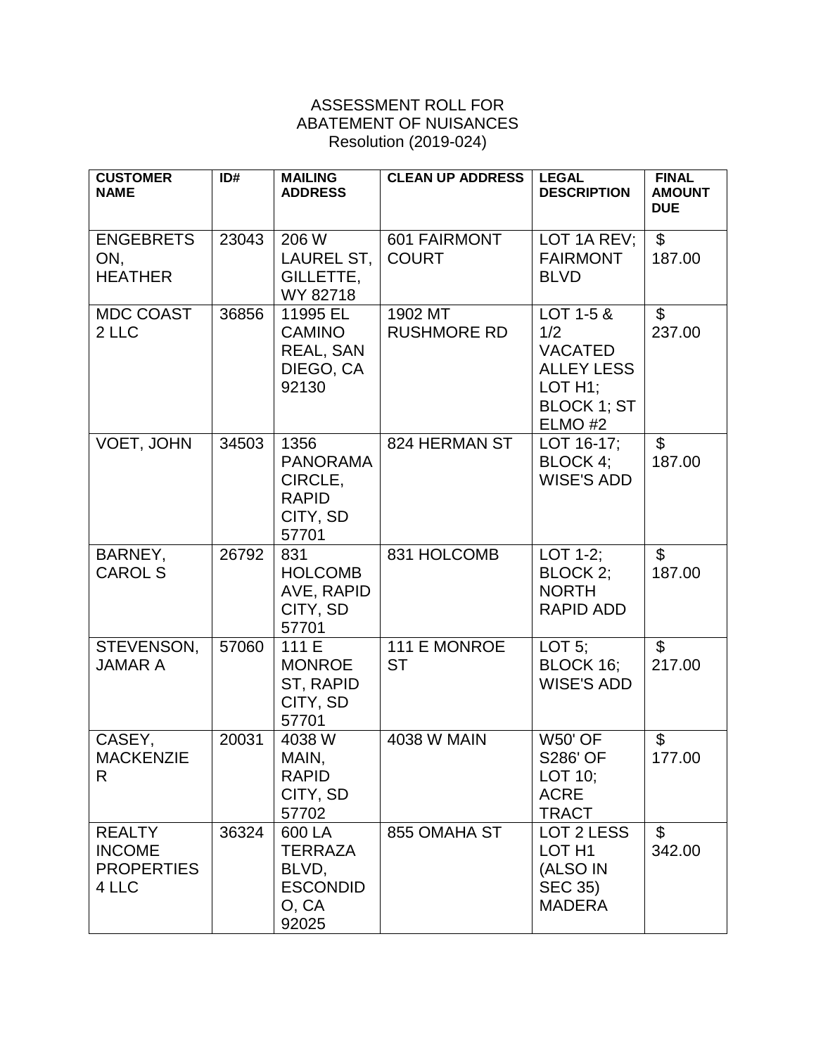ASSESSMENT ROLL FOR
ABATEMENT OF NUISANCES
Resolution (2019-024)

| CUSTOMER NAME | ID# | MAILING ADDRESS | CLEAN UP ADDRESS | LEGAL DESCRIPTION | FINAL AMOUNT DUE |
|---|---|---|---|---|---|
| ENGEBRETSON, HEATHER | 23043 | 206 W LAUREL ST, GILLETTE, WY 82718 | 601 FAIRMONT COURT | LOT 1A REV; FAIRMONT BLVD | $ 187.00 |
| MDC COAST 2 LLC | 36856 | 11995 EL CAMINO REAL, SAN DIEGO, CA 92130 | 1902 MT RUSHMORE RD | LOT 1-5 & 1/2 VACATED ALLEY LESS LOT H1; BLOCK 1; ST ELMO #2 | $ 237.00 |
| VOET, JOHN | 34503 | 1356 PANORAMA CIRCLE, RAPID CITY, SD 57701 | 824 HERMAN ST | LOT 16-17; BLOCK 4; WISE'S ADD | $ 187.00 |
| BARNEY, CAROL S | 26792 | 831 HOLCOMB AVE, RAPID CITY, SD 57701 | 831 HOLCOMB | LOT 1-2; BLOCK 2; NORTH RAPID ADD | $ 187.00 |
| STEVENSON, JAMAR A | 57060 | 111 E MONROE ST, RAPID CITY, SD 57701 | 111 E MONROE ST | LOT 5; BLOCK 16; WISE'S ADD | $ 217.00 |
| CASEY, MACKENZIE R | 20031 | 4038 W MAIN, RAPID CITY, SD 57702 | 4038 W MAIN | W50' OF S286' OF LOT 10; ACRE TRACT | $ 177.00 |
| REALTY INCOME PROPERTIES 4 LLC | 36324 | 600 LA TERRAZA BLVD, ESCONDIDO, CA 92025 | 855 OMAHA ST | LOT 2 LESS LOT H1 (ALSO IN SEC 35) MADERA | $ 342.00 |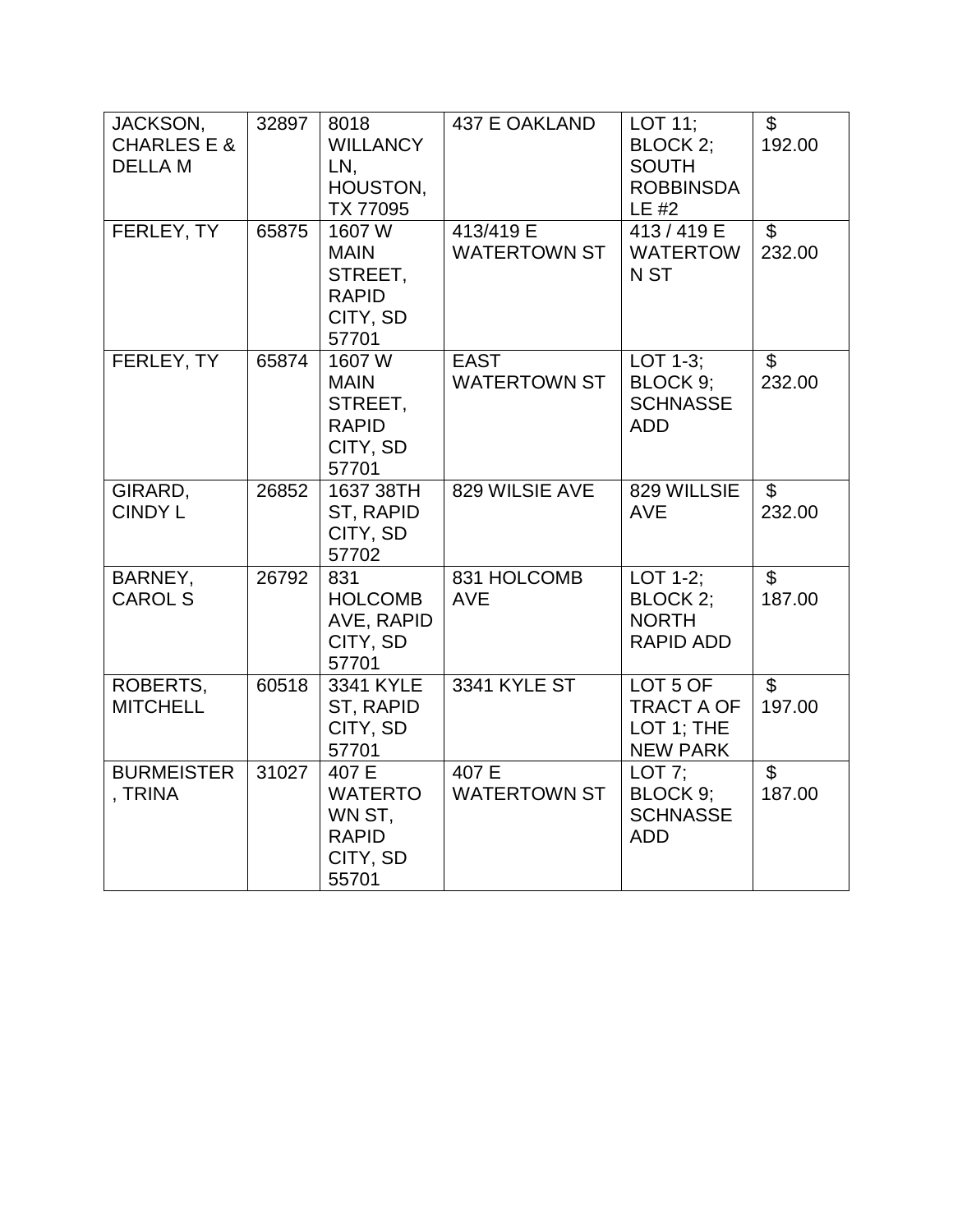| | | | | | |
|---|---|---|---|---|---|
| JACKSON, CHARLES E & DELLA M | 32897 | 8018 WILLANCY LN, HOUSTON, TX 77095 | 437 E OAKLAND | LOT 11; BLOCK 2; SOUTH ROBBINSDALE #2 | $ 192.00 |
| FERLEY, TY | 65875 | 1607 W MAIN STREET, RAPID CITY, SD 57701 | 413/419 E WATERTOWN ST | 413 / 419 E WATERTOWN ST | $ 232.00 |
| FERLEY, TY | 65874 | 1607 W MAIN STREET, RAPID CITY, SD 57701 | EAST WATERTOWN ST | LOT 1-3; BLOCK 9; SCHNASSE ADD | $ 232.00 |
| GIRARD, CINDY L | 26852 | 1637 38TH ST, RAPID CITY, SD 57702 | 829 WILSIE AVE | 829 WILLSIE AVE | $ 232.00 |
| BARNEY, CAROL S | 26792 | 831 HOLCOMB AVE, RAPID CITY, SD 57701 | 831 HOLCOMB AVE | LOT 1-2; BLOCK 2; NORTH RAPID ADD | $ 187.00 |
| ROBERTS, MITCHELL | 60518 | 3341 KYLE ST, RAPID CITY, SD 57701 | 3341 KYLE ST | LOT 5 OF TRACT A OF LOT 1; THE NEW PARK | $ 197.00 |
| BURMEISTER, TRINA | 31027 | 407 E WATERTOWN ST, RAPID CITY, SD 55701 | 407 E WATERTOWN ST | LOT 7; BLOCK 9; SCHNASSE ADD | $ 187.00 |